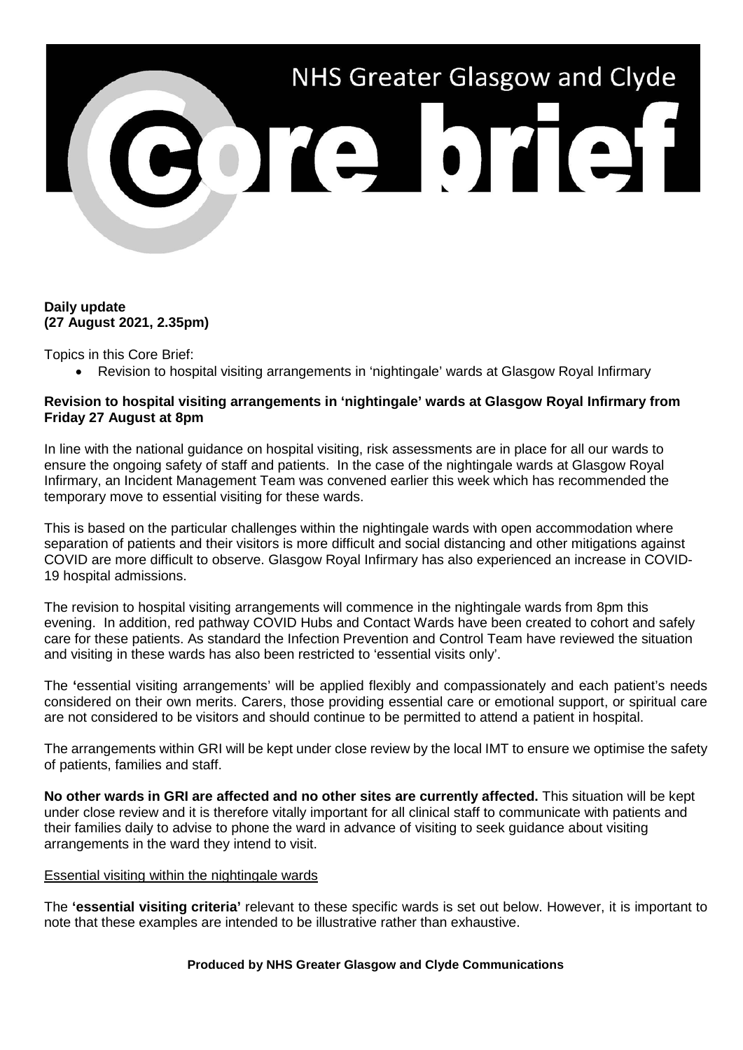# NHS Greater Glasgow and Clyde

# Core brief

**Daily update**
**(27 August 2021, 2.35pm)**

Topics in this Core Brief:

- Revision to hospital visiting arrangements in 'nightingale' wards at Glasgow Royal Infirmary

**Revision to hospital visiting arrangements in 'nightingale' wards at Glasgow Royal Infirmary from Friday 27 August at 8pm**

In line with the national guidance on hospital visiting, risk assessments are in place for all our wards to ensure the ongoing safety of staff and patients. In the case of the nightingale wards at Glasgow Royal Infirmary, an Incident Management Team was convened earlier this week which has recommended the temporary move to essential visiting for these wards.

This is based on the particular challenges within the nightingale wards with open accommodation where separation of patients and their visitors is more difficult and social distancing and other mitigations against COVID are more difficult to observe. Glasgow Royal Infirmary has also experienced an increase in COVID-19 hospital admissions.

The revision to hospital visiting arrangements will commence in the nightingale wards from 8pm this evening. In addition, red pathway COVID Hubs and Contact Wards have been created to cohort and safely care for these patients. As standard the Infection Prevention and Control Team have reviewed the situation and visiting in these wards has also been restricted to 'essential visits only'.

The **'**essential visiting arrangements' will be applied flexibly and compassionately and each patient's needs considered on their own merits. Carers, those providing essential care or emotional support, or spiritual care are not considered to be visitors and should continue to be permitted to attend a patient in hospital.

The arrangements within GRI will be kept under close review by the local IMT to ensure we optimise the safety of patients, families and staff.

**No other wards in GRI are affected and no other sites are currently affected.** This situation will be kept under close review and it is therefore vitally important for all clinical staff to communicate with patients and their families daily to advise to phone the ward in advance of visiting to seek guidance about visiting arrangements in the ward they intend to visit.

Essential visiting within the nightingale wards

The **'essential visiting criteria'** relevant to these specific wards is set out below. However, it is important to note that these examples are intended to be illustrative rather than exhaustive.

**Produced by NHS Greater Glasgow and Clyde Communications**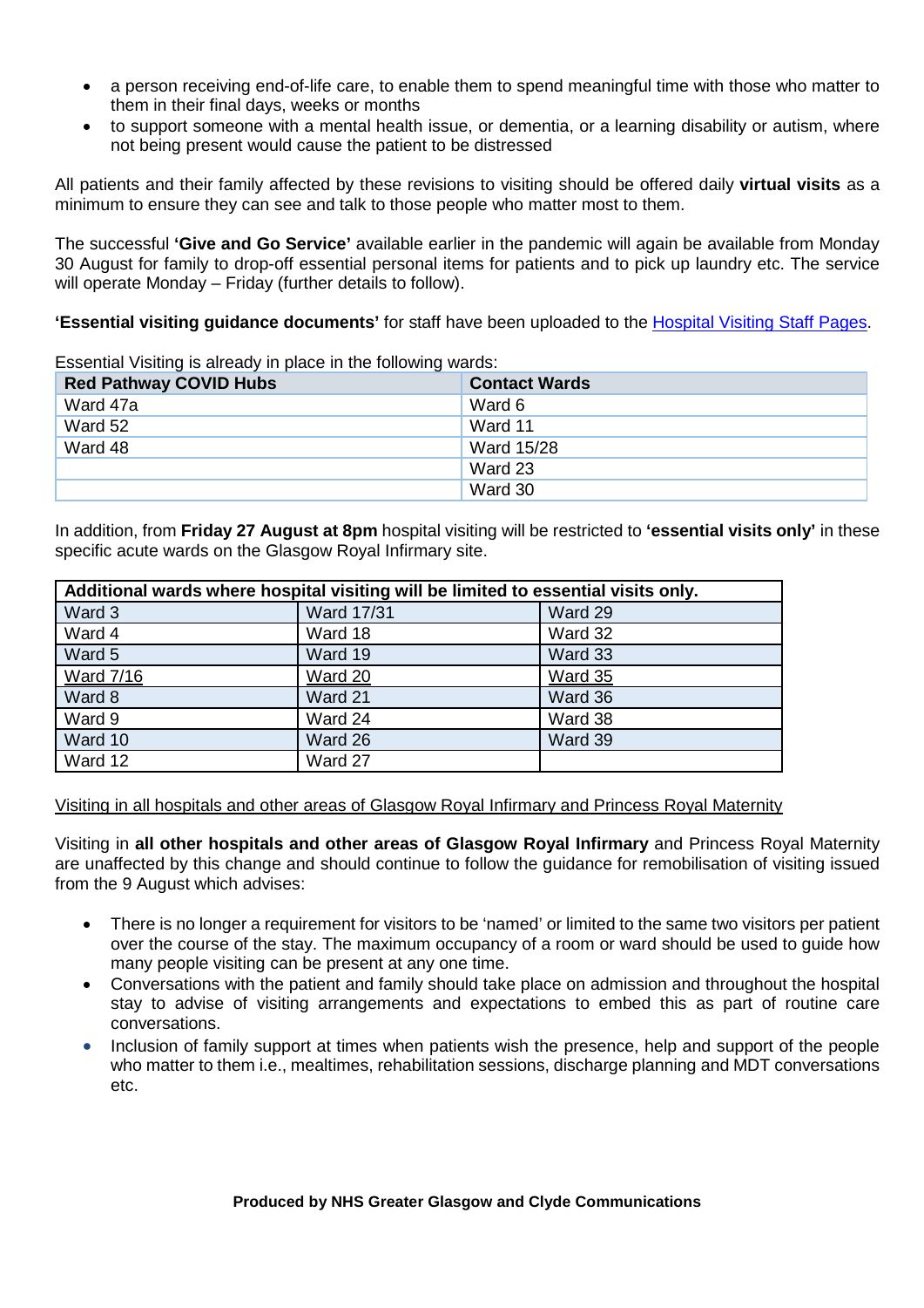- a person receiving end-of-life care, to enable them to spend meaningful time with those who matter to them in their final days, weeks or months
- to support someone with a mental health issue, or dementia, or a learning disability or autism, where not being present would cause the patient to be distressed

All patients and their family affected by these revisions to visiting should be offered daily **virtual visits** as a minimum to ensure they can see and talk to those people who matter most to them.

The successful **'Give and Go Service'** available earlier in the pandemic will again be available from Monday 30 August for family to drop-off essential personal items for patients and to pick up laundry etc. The service will operate Monday – Friday (further details to follow).

**'Essential visiting guidance documents'** for staff have been uploaded to the Hospital Visiting Staff Pages.

Essential Visiting is already in place in the following wards:

| Red Pathway COVID Hubs | Contact Wards |
|---|---|
| Ward 47a | Ward 6 |
| Ward 52 | Ward 11 |
| Ward 48 | Ward 15/28 |
| | Ward 23 |
| | Ward 30 |

In addition, from **Friday 27 August at 8pm** hospital visiting will be restricted to **'essential visits only'** in these specific acute wards on the Glasgow Royal Infirmary site.

| Additional wards where hospital visiting will be limited to essential visits only. | | |
|---|---|---|
| Ward 3 | Ward 17/31 | Ward 29 |
| Ward 4 | Ward 18 | Ward 32 |
| Ward 5 | Ward 19 | Ward 33 |
| Ward 7/16 | Ward 20 | Ward 35 |
| Ward 8 | Ward 21 | Ward 36 |
| Ward 9 | Ward 24 | Ward 38 |
| Ward 10 | Ward 26 | Ward 39 |
| Ward 12 | Ward 27 | |

Visiting in all hospitals and other areas of Glasgow Royal Infirmary and Princess Royal Maternity

Visiting in **all other hospitals and other areas of Glasgow Royal Infirmary** and Princess Royal Maternity are unaffected by this change and should continue to follow the guidance for remobilisation of visiting issued from the 9 August which advises:

- There is no longer a requirement for visitors to be 'named' or limited to the same two visitors per patient over the course of the stay. The maximum occupancy of a room or ward should be used to guide how many people visiting can be present at any one time.
- Conversations with the patient and family should take place on admission and throughout the hospital stay to advise of visiting arrangements and expectations to embed this as part of routine care conversations.
- Inclusion of family support at times when patients wish the presence, help and support of the people who matter to them i.e., mealtimes, rehabilitation sessions, discharge planning and MDT conversations etc.

**Produced by NHS Greater Glasgow and Clyde Communications**